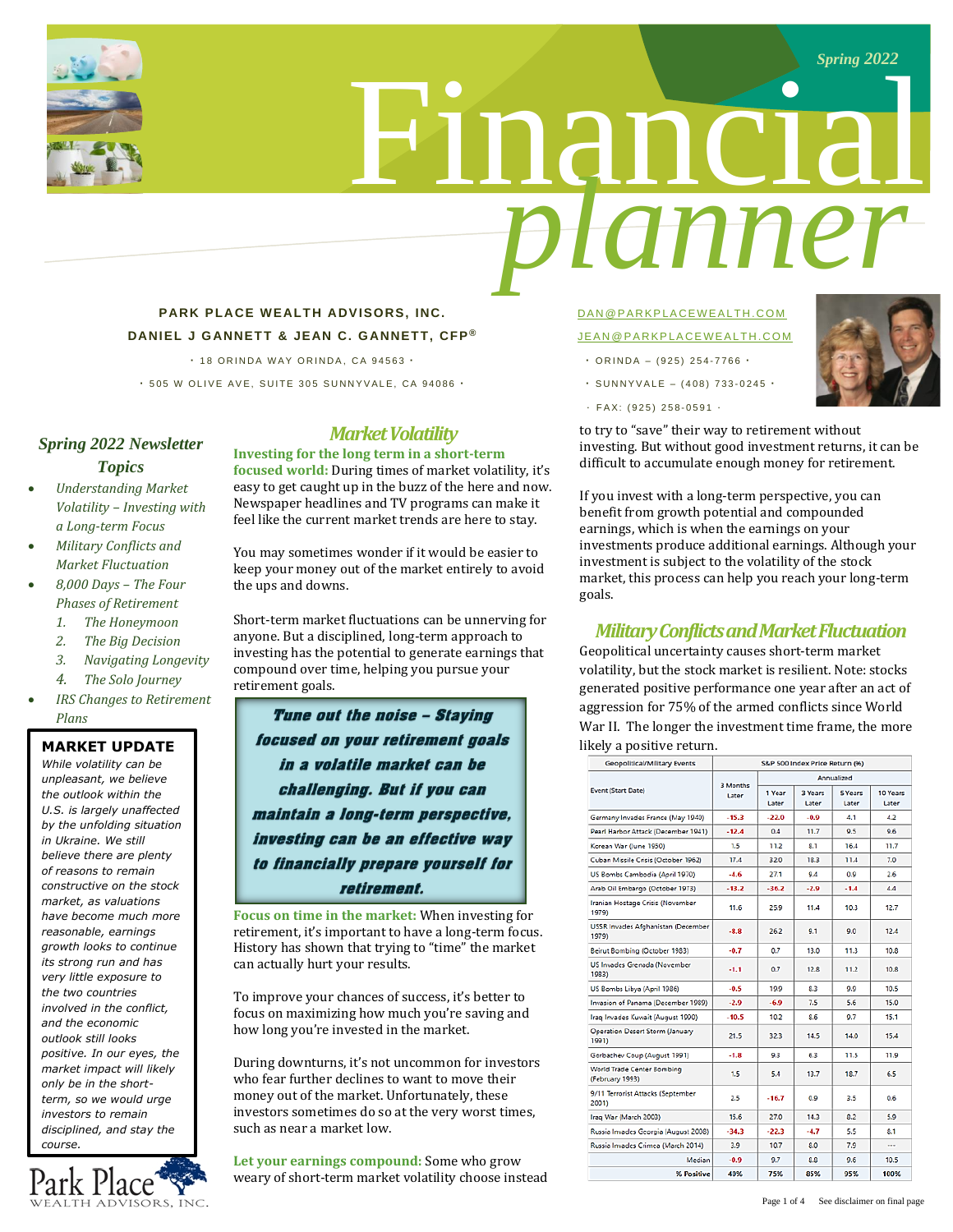# Financial planner

*Spring 2022*

**PARK PLACE WEALTH ADVISORS, INC.**

**DANIEL J GANNETT & JEAN C. GANNETT, CFP®**

· 18 ORINDA WAY ORINDA, CA 94563 ·

· 505 W OLIVE AVE, SUITE 305 SUNNYVALE, CA 94086 ·

DAN@PARKPLACEWEALTH.COM

JEAN@PARKPLACEWEALTH.COM

· ORINDA – (925) 254-7766 ·

· SUNNYVALE – (408) 733-0245 ·

· FAX: (925) 258-0591 ·

## *Spring 2022 Newsletter Topics*

- *Understanding Market Volatility – Investing with a Long-term Focus*
- *Military Conflicts and Market Fluctuation*
- *8,000 Days – The Four Phases of Retirement*
  1. *The Honeymoon*
  2. *The Big Decision*
  3. *Navigating Longevity*
  4. *The Solo Journey*
- *IRS Changes to Retirement Plans*

### MARKET UPDATE

*While volatility can be unpleasant, we believe the outlook within the U.S. is largely unaffected by the unfolding situation in Ukraine. We still believe there are plenty of reasons to remain constructive on the stock market, as valuations have become much more reasonable, earnings growth looks to continue its strong run and has very little exposure to the two countries involved in the conflict, and the economic outlook still looks positive. In our eyes, the market impact will likely only be in the short-term, so we would urge investors to remain disciplined, and stay the course.*

Park Place WEALTH ADVISORS, INC.

## *Market Volatility*

**Investing for the long term in a short-term focused world:** During times of market volatility, it's easy to get caught up in the buzz of the here and now. Newspaper headlines and TV programs can make it feel like the current market trends are here to stay.

You may sometimes wonder if it would be easier to keep your money out of the market entirely to avoid the ups and downs.

Short-term market fluctuations can be unnerving for anyone. But a disciplined, long-term approach to investing has the potential to generate earnings that compound over time, helping you pursue your retirement goals.

> ***Tune out the noise – Staying focused on your retirement goals in a volatile market can be challenging. But if you can maintain a long-term perspective, investing can be an effective way to financially prepare yourself for retirement.***

**Focus on time in the market:** When investing for retirement, it's important to have a long-term focus. History has shown that trying to "time" the market can actually hurt your results.

To improve your chances of success, it's better to focus on maximizing how much you're saving and how long you're invested in the market.

During downturns, it's not uncommon for investors who fear further declines to want to move their money out of the market. Unfortunately, these investors sometimes do so at the very worst times, such as near a market low.

**Let your earnings compound:** Some who grow weary of short-term market volatility choose instead to try to "save" their way to retirement without investing. But without good investment returns, it can be difficult to accumulate enough money for retirement.

If you invest with a long-term perspective, you can benefit from growth potential and compounded earnings, which is when the earnings on your investments produce additional earnings. Although your investment is subject to the volatility of the stock market, this process can help you reach your long-term goals.

## *Military Conflicts and Market Fluctuation*

Geopolitical uncertainty causes short-term market volatility, but the stock market is resilient. Note: stocks generated positive performance one year after an act of aggression for 75% of the armed conflicts since World War II. The longer the investment time frame, the more likely a positive return.

| Geopolitical/Military Events | S&P 500 Index Price Return (%) | | | | |
|---|---|---|---|---|---|
| | | Annualized | | | |
| Event (Start Date) | 3 Months Later | 1 Year Later | 3 Years Later | 5 Years Later | 10 Years Later |
| Germany Invades France (May 1940) | -15.3 | -22.0 | -0.9 | 4.1 | 4.2 |
| Pearl Harbor Attack (December 1941) | -12.4 | 0.4 | 11.7 | 9.5 | 9.6 |
| Korean War (June 1950) | 1.5 | 11.2 | 8.1 | 16.4 | 11.7 |
| Cuban Missile Crisis (October 1962) | 17.4 | 32.0 | 18.3 | 11.4 | 7.0 |
| US Bombs Cambodia (April 1970) | -4.6 | 27.1 | 9.4 | 0.9 | 2.6 |
| Arab Oil Embargo (October 1973) | -13.2 | -36.2 | -2.9 | -1.4 | 4.4 |
| Iranian Hostage Crisis (November 1979) | 11.6 | 25.9 | 11.4 | 10.3 | 12.7 |
| USSR Invades Afghanistan (December 1979) | -8.8 | 26.2 | 9.1 | 9.0 | 12.4 |
| Beirut Bombing (October 1983) | -0.7 | 0.7 | 13.0 | 11.3 | 10.8 |
| US Invades Grenada (November 1983) | -1.1 | 0.7 | 12.8 | 11.2 | 10.8 |
| US Bombs Libya (April 1986) | -0.5 | 19.9 | 8.3 | 9.9 | 10.5 |
| Invasion of Panama (December 1989) | -2.9 | -6.9 | 7.5 | 5.6 | 15.0 |
| Iraq Invades Kuwait (August 1990) | -10.5 | 10.2 | 8.6 | 9.7 | 15.1 |
| Operation Desert Storm (January 1991) | 21.5 | 32.3 | 14.5 | 14.0 | 15.4 |
| Gorbachev Coup (August 1991) | -1.8 | 9.3 | 6.3 | 11.5 | 11.9 |
| World Trade Center Bombing (February 1993) | 1.5 | 5.4 | 13.7 | 18.7 | 6.5 |
| 9/11 Terrorist Attacks (September 2001) | 2.5 | -16.7 | 0.9 | 3.5 | 0.6 |
| Iraq War (March 2003) | 15.6 | 27.0 | 14.3 | 8.2 | 5.9 |
| Russia Invades Georgia (August 2008) | -34.3 | -22.3 | -4.7 | 5.5 | 8.1 |
| Russia Invades Crimea (March 2014) | 3.9 | 10.7 | 8.0 | 7.9 | --- |
| Median | -0.9 | 9.7 | 8.8 | 9.6 | 10.5 |
| % Positive | 40% | 75% | 85% | 95% | 100% |

See disclaimer on final page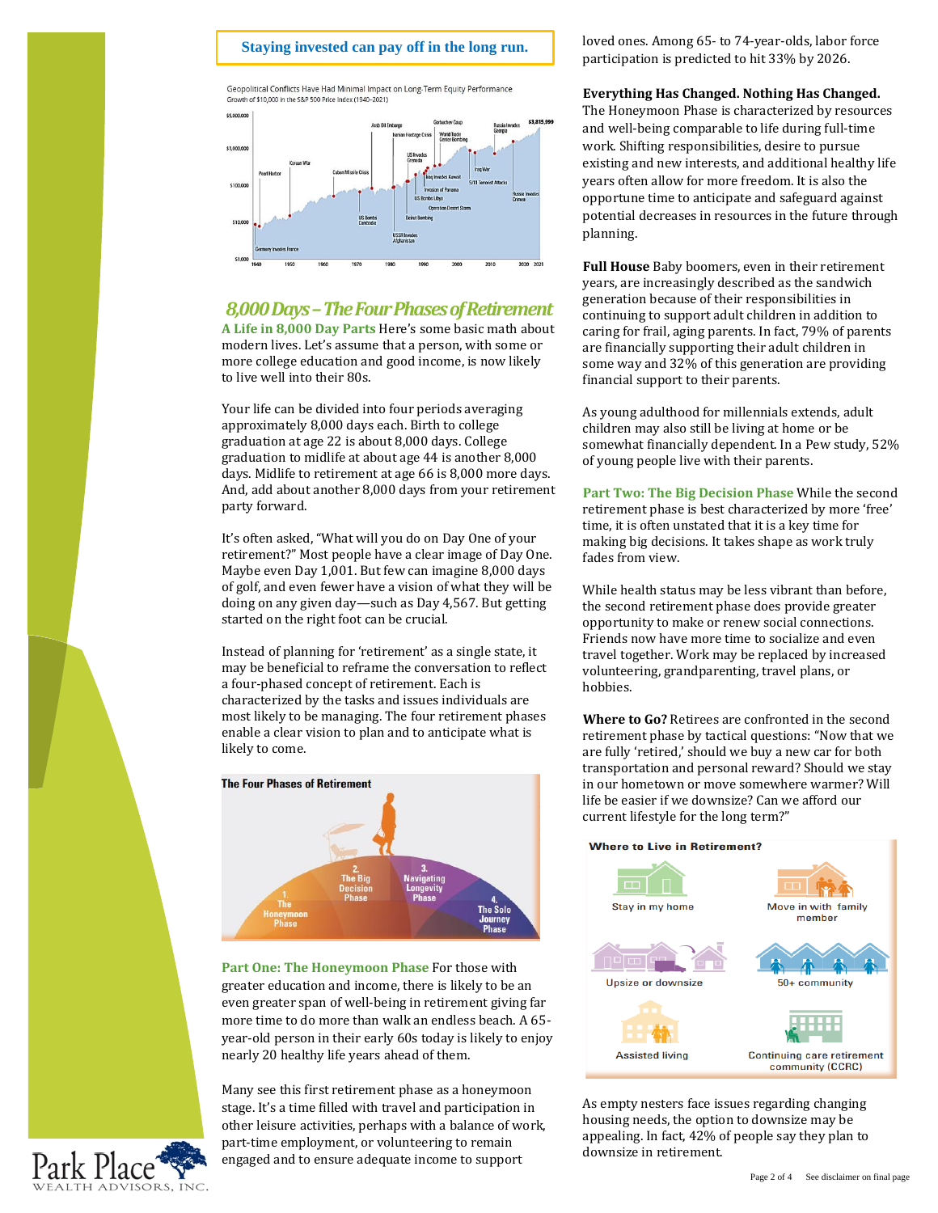**Staying invested can pay off in the long run.**

Geopolitical Conflicts Have Had Minimal Impact on Long-Term Equity Performance
Growth of $10,000 in the S&P 500 Price Index (1940–2021)

## *8,000 Days – The Four Phases of Retirement*

**A Life in 8,000 Day Parts** Here's some basic math about modern lives. Let's assume that a person, with some or more college education and good income, is now likely to live well into their 80s.

Your life can be divided into four periods averaging approximately 8,000 days each. Birth to college graduation at age 22 is about 8,000 days. College graduation to midlife at about age 44 is another 8,000 days. Midlife to retirement at age 66 is 8,000 more days. And, add about another 8,000 days from your retirement party forward.

It's often asked, "What will you do on Day One of your retirement?" Most people have a clear image of Day One. Maybe even Day 1,001. But few can imagine 8,000 days of golf, and even fewer have a vision of what they will be doing on any given day—such as Day 4,567. But getting started on the right foot can be crucial.

Instead of planning for 'retirement' as a single state, it may be beneficial to reframe the conversation to reflect a four-phased concept of retirement. Each is characterized by the tasks and issues individuals are most likely to be managing. The four retirement phases enable a clear vision to plan and to anticipate what is likely to come.

**The Four Phases of Retirement**

1. The Honeymoon Phase
2. The Big Decision Phase
3. Navigating Longevity Phase
4. The Solo Journey Phase

**Part One: The Honeymoon Phase** For those with greater education and income, there is likely to be an even greater span of well-being in retirement giving far more time to do more than walk an endless beach. A 65-year-old person in their early 60s today is likely to enjoy nearly 20 healthy life years ahead of them.

Many see this first retirement phase as a honeymoon stage. It's a time filled with travel and participation in other leisure activities, perhaps with a balance of work, part-time employment, or volunteering to remain engaged and to ensure adequate income to support loved ones. Among 65- to 74-year-olds, labor force participation is predicted to hit 33% by 2026.

**Everything Has Changed. Nothing Has Changed.** The Honeymoon Phase is characterized by resources and well-being comparable to life during full-time work. Shifting responsibilities, desire to pursue existing and new interests, and additional healthy life years often allow for more freedom. It is also the opportune time to anticipate and safeguard against potential decreases in resources in the future through planning.

**Full House** Baby boomers, even in their retirement years, are increasingly described as the sandwich generation because of their responsibilities in continuing to support adult children in addition to caring for frail, aging parents. In fact, 79% of parents are financially supporting their adult children in some way and 32% of this generation are providing financial support to their parents.

As young adulthood for millennials extends, adult children may also still be living at home or be somewhat financially dependent. In a Pew study, 52% of young people live with their parents.

**Part Two: The Big Decision Phase** While the second retirement phase is best characterized by more 'free' time, it is often unstated that it is a key time for making big decisions. It takes shape as work truly fades from view.

While health status may be less vibrant than before, the second retirement phase does provide greater opportunity to make or renew social connections. Friends now have more time to socialize and even travel together. Work may be replaced by increased volunteering, grandparenting, travel plans, or hobbies.

**Where to Go?** Retirees are confronted in the second retirement phase by tactical questions: "Now that we are fully 'retired,' should we buy a new car for both transportation and personal reward? Should we stay in our hometown or move somewhere warmer? Will life be easier if we downsize? Can we afford our current lifestyle for the long term?"

**Where to Live in Retirement?**

- Stay in my home
- Move in with family member
- Upsize or downsize
- 50+ community
- Assisted living
- Continuing care retirement community (CCRC)

As empty nesters face issues regarding changing housing needs, the option to downsize may be appealing. In fact, 42% of people say they plan to downsize in retirement.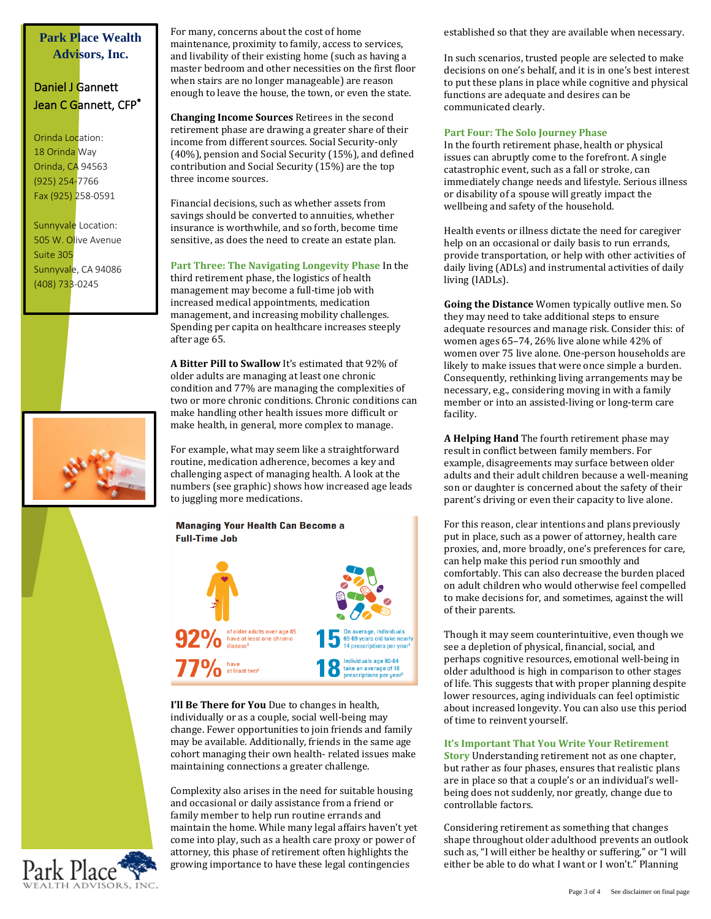**Park Place Wealth Advisors, Inc.**

Daniel J Gannett
Jean C Gannett, CFP®

Orinda Location:
18 Orinda Way
Orinda, CA 94563
(925) 254-7766
Fax (925) 258-0591

Sunnyvale Location:
505 W. Olive Avenue
Suite 305
Sunnyvale, CA 94086
(408) 733-0245

For many, concerns about the cost of home maintenance, proximity to family, access to services, and livability of their existing home (such as having a master bedroom and other necessities on the first floor when stairs are no longer manageable) are reason enough to leave the house, the town, or even the state.

**Changing Income Sources** Retirees in the second retirement phase are drawing a greater share of their income from different sources. Social Security-only (40%), pension and Social Security (15%), and defined contribution and Social Security (15%) are the top three income sources.

Financial decisions, such as whether assets from savings should be converted to annuities, whether insurance is worthwhile, and so forth, become time sensitive, as does the need to create an estate plan.

**Part Three: The Navigating Longevity Phase** In the third retirement phase, the logistics of health management may become a full-time job with increased medical appointments, medication management, and increasing mobility challenges. Spending per capita on healthcare increases steeply after age 65.

**A Bitter Pill to Swallow** It's estimated that 92% of older adults are managing at least one chronic condition and 77% are managing the complexities of two or more chronic conditions. Chronic conditions can make handling other health issues more difficult or make health, in general, more complex to manage.

For example, what may seem like a straightforward routine, medication adherence, becomes a key and challenging aspect of managing health. A look at the numbers (see graphic) shows how increased age leads to juggling more medications.

**Managing Your Health Can Become a Full-Time Job**

- **92%** of older adults over age 65 have at least one chronic disease[3]
- **77%** have at least two[3]
- **15** On average, individuals 65-69 years old take nearly 14 prescriptions per year[4]
- **18** Individuals age 80-84 take an average of 18 prescriptions per year[5]

**I'll Be There for You** Due to changes in health, individually or as a couple, social well-being may change. Fewer opportunities to join friends and family may be available. Additionally, friends in the same age cohort managing their own health- related issues make maintaining connections a greater challenge.

Complexity also arises in the need for suitable housing and occasional or daily assistance from a friend or family member to help run routine errands and maintain the home. While many legal affairs haven't yet come into play, such as a health care proxy or power of attorney, this phase of retirement often highlights the growing importance to have these legal contingencies established so that they are available when necessary.

In such scenarios, trusted people are selected to make decisions on one's behalf, and it is in one's best interest to put these plans in place while cognitive and physical functions are adequate and desires can be communicated clearly.

**Part Four: The Solo Journey Phase**
In the fourth retirement phase, health or physical issues can abruptly come to the forefront. A single catastrophic event, such as a fall or stroke, can immediately change needs and lifestyle. Serious illness or disability of a spouse will greatly impact the wellbeing and safety of the household.

Health events or illness dictate the need for caregiver help on an occasional or daily basis to run errands, provide transportation, or help with other activities of daily living (ADLs) and instrumental activities of daily living (IADLs).

**Going the Distance** Women typically outlive men. So they may need to take additional steps to ensure adequate resources and manage risk. Consider this: of women ages 65–74, 26% live alone while 42% of women over 75 live alone. One-person households are likely to make issues that were once simple a burden. Consequently, rethinking living arrangements may be necessary, e.g., considering moving in with a family member or into an assisted-living or long-term care facility.

**A Helping Hand** The fourth retirement phase may result in conflict between family members. For example, disagreements may surface between older adults and their adult children because a well-meaning son or daughter is concerned about the safety of their parent's driving or even their capacity to live alone.

For this reason, clear intentions and plans previously put in place, such as a power of attorney, health care proxies, and, more broadly, one's preferences for care, can help make this period run smoothly and comfortably. This can also decrease the burden placed on adult children who would otherwise feel compelled to make decisions for, and sometimes, against the will of their parents.

Though it may seem counterintuitive, even though we see a depletion of physical, financial, social, and perhaps cognitive resources, emotional well-being in older adulthood is high in comparison to other stages of life. This suggests that with proper planning despite lower resources, aging individuals can feel optimistic about increased longevity. You can also use this period of time to reinvent yourself.

**It's Important That You Write Your Retirement Story** Understanding retirement not as one chapter, but rather as four phases, ensures that realistic plans are in place so that a couple's or an individual's well-being does not suddenly, nor greatly, change due to controllable factors.

Considering retirement as something that changes shape throughout older adulthood prevents an outlook such as, "I will either be healthy or suffering," or "I will either be able to do what I want or I won't." Planning

See disclaimer on final page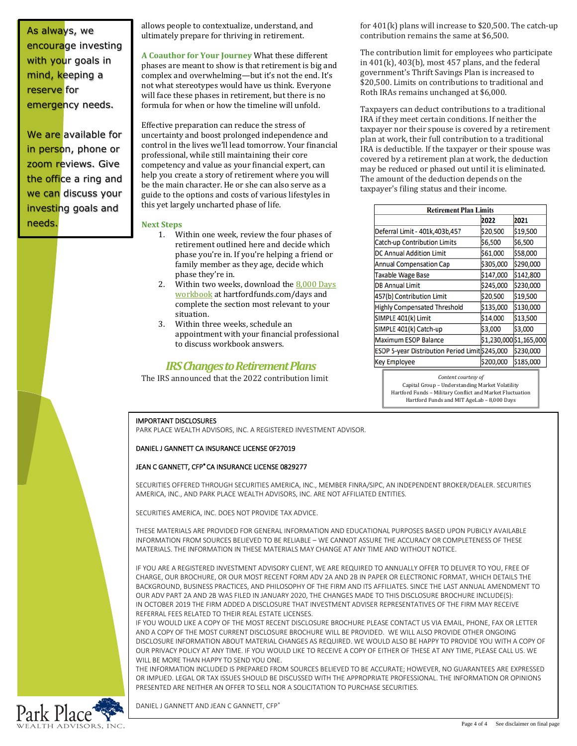As always, we encourage investing with your goals in mind, keeping a reserve for emergency needs.

We are available for in person, phone or zoom reviews. Give the office a ring and we can discuss your investing goals and needs.

allows people to contextualize, understand, and ultimately prepare for thriving in retirement.

**A Coauthor for Your Journey** What these different phases are meant to show is that retirement is big and complex and overwhelming—but it's not the end. It's not what stereotypes would have us think. Everyone will face these phases in retirement, but there is no formula for when or how the timeline will unfold.

Effective preparation can reduce the stress of uncertainty and boost prolonged independence and control in the lives we'll lead tomorrow. Your financial professional, while still maintaining their core competency and value as your financial expert, can help you create a story of retirement where you will be the main character. He or she can also serve as a guide to the options and costs of various lifestyles in this yet largely uncharted phase of life.

**Next Steps**

1. Within one week, review the four phases of retirement outlined here and decide which phase you're in. If you're helping a friend or family member as they age, decide which phase they're in.
2. Within two weeks, download the 8,000 Days workbook at hartfordfunds.com/days and complete the section most relevant to your situation.
3. Within three weeks, schedule an appointment with your financial professional to discuss workbook answers.

## IRS Changes to Retirement Plans

The IRS announced that the 2022 contribution limit for 401(k) plans will increase to $20,500. The catch-up contribution remains the same at $6,500.

The contribution limit for employees who participate in 401(k), 403(b), most 457 plans, and the federal government's Thrift Savings Plan is increased to $20,500. Limits on contributions to traditional and Roth IRAs remains unchanged at $6,000.

Taxpayers can deduct contributions to a traditional IRA if they meet certain conditions. If neither the taxpayer nor their spouse is covered by a retirement plan at work, their full contribution to a traditional IRA is deductible. If the taxpayer or their spouse was covered by a retirement plan at work, the deduction may be reduced or phased out until it is eliminated. The amount of the deduction depends on the taxpayer's filing status and their income.

| Retirement Plan Limits | | |
|---|---|---|
| | 2022 | 2021 |
| Deferral Limit - 401k,403b,457 | $20,500 | $19,500 |
| Catch-up Contribution Limits | $6,500 | $6,500 |
| DC Annual Addition Limit | $61,000 | $58,000 |
| Annual Compensation Cap | $305,000 | $290,000 |
| Taxable Wage Base | $147,000 | $142,800 |
| DB Annual Limit | $245,000 | $230,000 |
| 457(b) Contribution Limit | $20,500 | $19,500 |
| Highly Compensated Threshold | $135,000 | $130,000 |
| SIMPLE 401(k) Limit | $14,000 | $13,500 |
| SIMPLE 401(k) Catch-up | $3,000 | $3,000 |
| Maximum ESOP Balance | $1,230,000 | $1,165,000 |
| ESOP 5-year Distribution Period Limit | $245,000 | $230,000 |
| Key Employee | $200,000 | $185,000 |

*Content courtesy of*
Capital Group – Understanding Market Volatility
Hartford Funds – Military Conflict and Market Fluctuation
Hartford Funds and MIT AgeLab – 8,000 Days

IMPORTANT DISCLOSURES
PARK PLACE WEALTH ADVISORS, INC. A REGISTERED INVESTMENT ADVISOR.

DANIEL J GANNETT CA INSURANCE LICENSE 0F27019

JEAN C GANNETT, CFP® CA INSURANCE LICENSE 0829277

SECURITIES OFFERED THROUGH SECURITIES AMERICA, INC., MEMBER FINRA/SIPC, AN INDEPENDENT BROKER/DEALER. SECURITIES AMERICA, INC., AND PARK PLACE WEALTH ADVISORS, INC. ARE NOT AFFILIATED ENTITIES.

SECURITIES AMERICA, INC. DOES NOT PROVIDE TAX ADVICE.

THESE MATERIALS ARE PROVIDED FOR GENERAL INFORMATION AND EDUCATIONAL PURPOSES BASED UPON PUBICLY AVAILABLE INFORMATION FROM SOURCES BELIEVED TO BE RELIABLE – WE CANNOT ASSURE THE ACCURACY OR COMPLETENESS OF THESE MATERIALS. THE INFORMATION IN THESE MATERIALS MAY CHANGE AT ANY TIME AND WITHOUT NOTICE.

IF YOU ARE A REGISTERED INVESTMENT ADVISORY CLIENT, WE ARE REQUIRED TO ANNUALLY OFFER TO DELIVER TO YOU, FREE OF CHARGE, OUR BROCHURE, OR OUR MOST RECENT FORM ADV 2A AND 2B IN PAPER OR ELECTRONIC FORMAT, WHICH DETAILS THE BACKGROUND, BUSINESS PRACTICES, AND PHILOSOPHY OF THE FIRM AND ITS AFFILIATES. SINCE THE LAST ANNUAL AMENDMENT TO OUR ADV PART 2A AND 2B WAS FILED IN JANUARY 2020, THE CHANGES MADE TO THIS DISCLOSURE BROCHURE INCLUDE(S): IN OCTOBER 2019 THE FIRM ADDED A DISCLOSURE THAT INVESTMENT ADVISER REPRESENTATIVES OF THE FIRM MAY RECEIVE REFERRAL FEES RELATED TO THEIR REAL ESTATE LICENSES.
IF YOU WOULD LIKE A COPY OF THE MOST RECENT DISCLOSURE BROCHURE PLEASE CONTACT US VIA EMAIL, PHONE, FAX OR LETTER AND A COPY OF THE MOST CURRENT DISCLOSURE BROCHURE WILL BE PROVIDED. WE WILL ALSO PROVIDE OTHER ONGOING DISCLOSURE INFORMATION ABOUT MATERIAL CHANGES AS REQUIRED. WE WOULD ALSO BE HAPPY TO PROVIDE YOU WITH A COPY OF OUR PRIVACY POLICY AT ANY TIME. IF YOU WOULD LIKE TO RECEIVE A COPY OF EITHER OF THESE AT ANY TIME, PLEASE CALL US. WE WILL BE MORE THAN HAPPY TO SEND YOU ONE.
THE INFORMATION INCLUDED IS PREPARED FROM SOURCES BELIEVED TO BE ACCURATE; HOWEVER, NO GUARANTEES ARE EXPRESSED OR IMPLIED. LEGAL OR TAX ISSUES SHOULD BE DISCUSSED WITH THE APPROPRIATE PROFESSIONAL. THE INFORMATION OR OPINIONS PRESENTED ARE NEITHER AN OFFER TO SELL NOR A SOLICITATION TO PURCHASE SECURITIES.

DANIEL J GANNETT AND JEAN C GANNETT, CFP®

Park Place
WEALTH ADVISORS, INC.

See disclaimer on final page